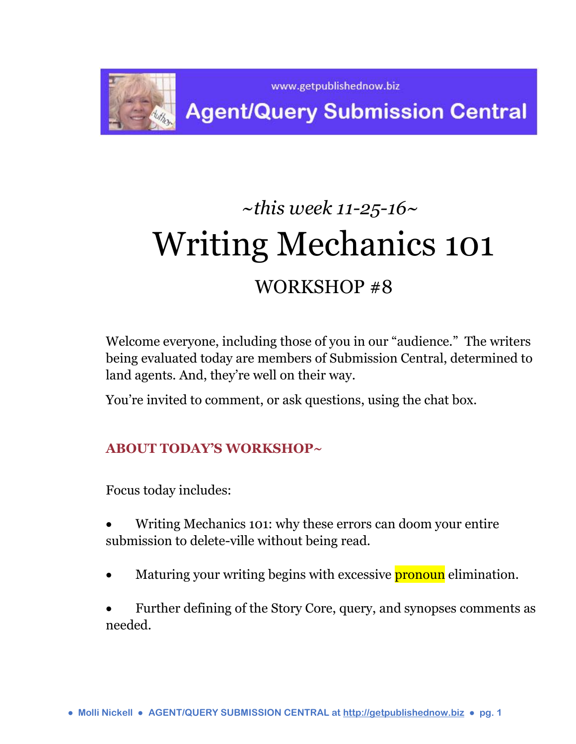www.getpublishednow.biz

Agent/Query Submission Central

*~this week 11-25-16~*

# Writing Mechanics 101

## WORKSHOP #8

Welcome everyone, including those of you in our "audience." The writers being evaluated today are members of Submission Central, determined to land agents. And, they're well on their way.

You're invited to comment, or ask questions, using the chat box.

### ABOUT TODAY'S WORKSHOP~

Focus today includes:

- Writing Mechanics 101: why these errors can doom your entire submission to delete-ville without being read.
- Maturing your writing begins with excessive pronoun elimination.
- Further defining of the Story Core, query, and synopses comments as needed.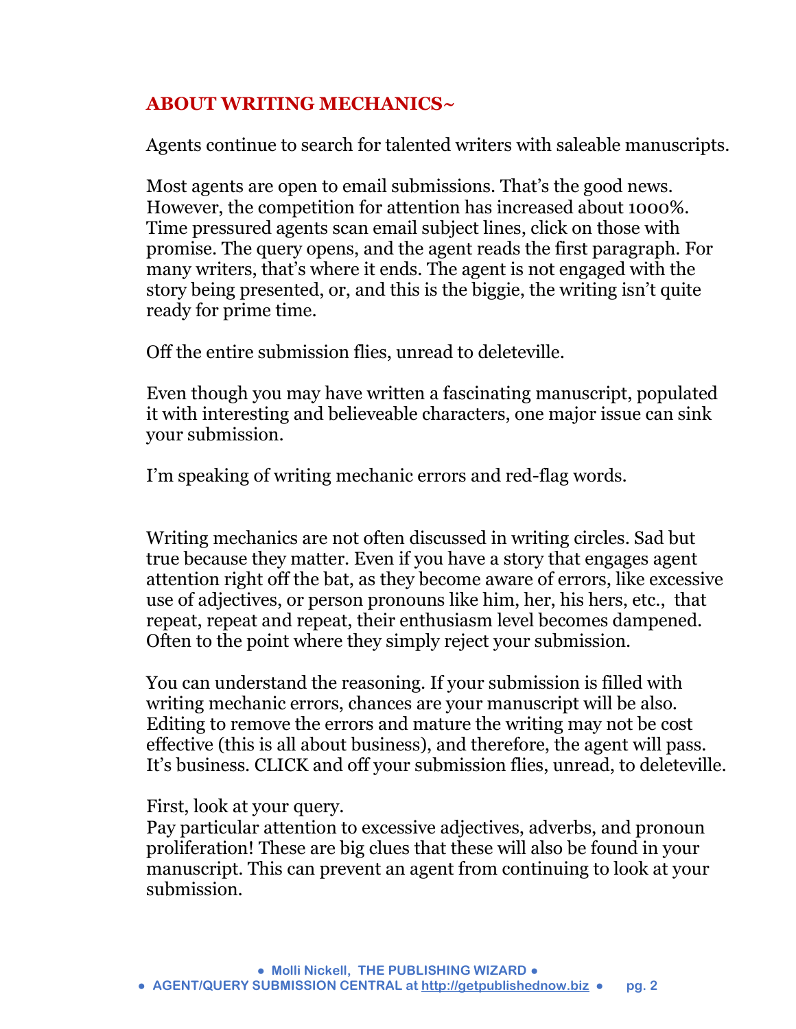## ABOUT WRITING MECHANICS~

Agents continue to search for talented writers with saleable manuscripts.

Most agents are open to email submissions. That's the good news. However, the competition for attention has increased about 1000%. Time pressured agents scan email subject lines, click on those with promise. The query opens, and the agent reads the first paragraph. For many writers, that's where it ends. The agent is not engaged with the story being presented, or, and this is the biggie, the writing isn't quite ready for prime time.

Off the entire submission flies, unread to deleteville.

Even though you may have written a fascinating manuscript, populated it with interesting and believeable characters, one major issue can sink your submission.

I'm speaking of writing mechanic errors and red-flag words.

Writing mechanics are not often discussed in writing circles. Sad but true because they matter. Even if you have a story that engages agent attention right off the bat, as they become aware of errors, like excessive use of adjectives, or person pronouns like him, her, his hers, etc., that repeat, repeat and repeat, their enthusiasm level becomes dampened. Often to the point where they simply reject your submission.

You can understand the reasoning. If your submission is filled with writing mechanic errors, chances are your manuscript will be also. Editing to remove the errors and mature the writing may not be cost effective (this is all about business), and therefore, the agent will pass. It's business. CLICK and off your submission flies, unread, to deleteville.

First, look at your query.
Pay particular attention to excessive adjectives, adverbs, and pronoun proliferation! These are big clues that these will also be found in your manuscript. This can prevent an agent from continuing to look at your submission.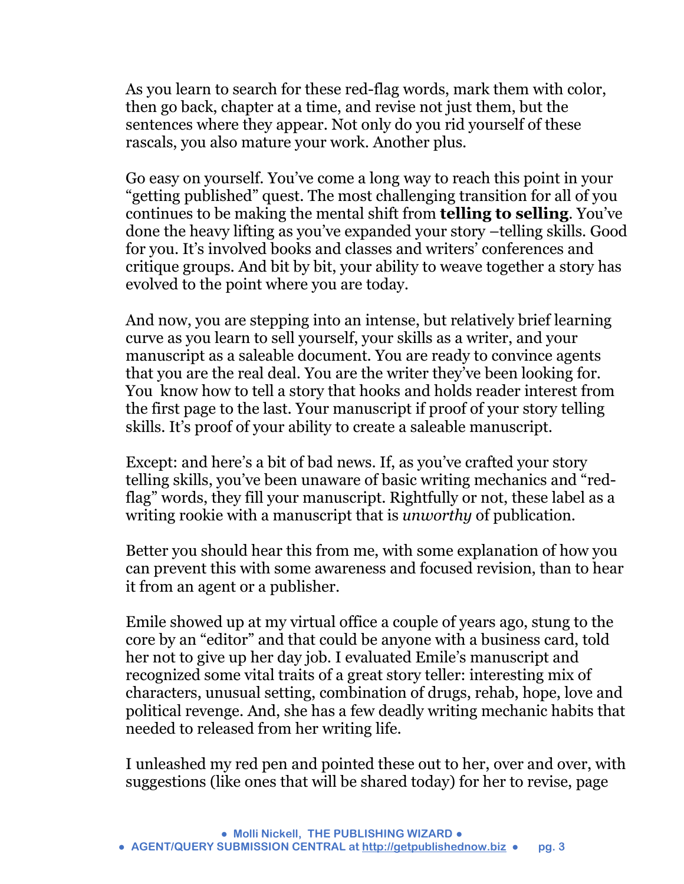As you learn to search for these red-flag words, mark them with color, then go back, chapter at a time, and revise not just them, but the sentences where they appear. Not only do you rid yourself of these rascals, you also mature your work. Another plus.

Go easy on yourself. You've come a long way to reach this point in your "getting published" quest. The most challenging transition for all of you continues to be making the mental shift from **telling to selling**. You've done the heavy lifting as you've expanded your story –telling skills. Good for you. It's involved books and classes and writers' conferences and critique groups. And bit by bit, your ability to weave together a story has evolved to the point where you are today.

And now, you are stepping into an intense, but relatively brief learning curve as you learn to sell yourself, your skills as a writer, and your manuscript as a saleable document. You are ready to convince agents that you are the real deal. You are the writer they've been looking for. You know how to tell a story that hooks and holds reader interest from the first page to the last. Your manuscript if proof of your story telling skills. It's proof of your ability to create a saleable manuscript.

Except: and here's a bit of bad news. If, as you've crafted your story telling skills, you've been unaware of basic writing mechanics and "red-flag" words, they fill your manuscript. Rightfully or not, these label as a writing rookie with a manuscript that is *unworthy* of publication.

Better you should hear this from me, with some explanation of how you can prevent this with some awareness and focused revision, than to hear it from an agent or a publisher.

Emile showed up at my virtual office a couple of years ago, stung to the core by an "editor" and that could be anyone with a business card, told her not to give up her day job. I evaluated Emile's manuscript and recognized some vital traits of a great story teller: interesting mix of characters, unusual setting, combination of drugs, rehab, hope, love and political revenge. And, she has a few deadly writing mechanic habits that needed to released from her writing life.

I unleashed my red pen and pointed these out to her, over and over, with suggestions (like ones that will be shared today) for her to revise, page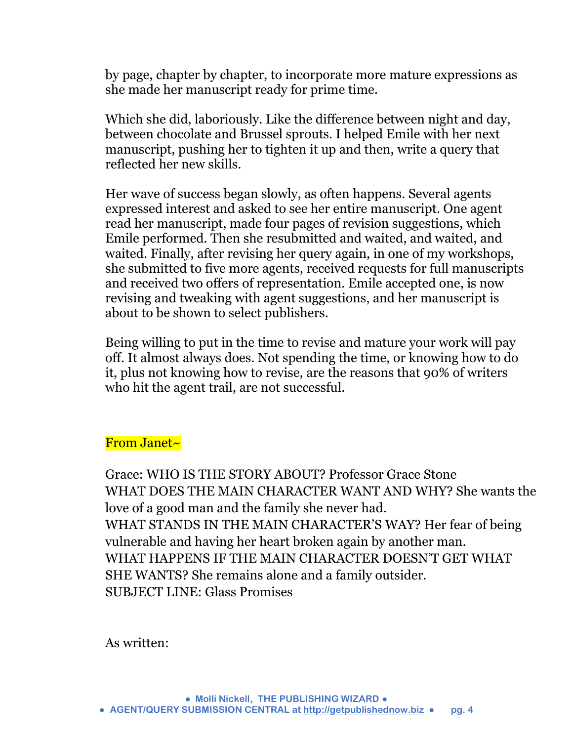by page, chapter by chapter, to incorporate more mature expressions as she made her manuscript ready for prime time.

Which she did, laboriously. Like the difference between night and day, between chocolate and Brussel sprouts. I helped Emile with her next manuscript, pushing her to tighten it up and then, write a query that reflected her new skills.

Her wave of success began slowly, as often happens. Several agents expressed interest and asked to see her entire manuscript. One agent read her manuscript, made four pages of revision suggestions, which Emile performed. Then she resubmitted and waited, and waited, and waited. Finally, after revising her query again, in one of my workshops, she submitted to five more agents, received requests for full manuscripts and received two offers of representation. Emile accepted one, is now revising and tweaking with agent suggestions, and her manuscript is about to be shown to select publishers.

Being willing to put in the time to revise and mature your work will pay off. It almost always does. Not spending the time, or knowing how to do it, plus not knowing how to revise, are the reasons that 90% of writers who hit the agent trail, are not successful.

From Janet~

Grace: WHO IS THE STORY ABOUT? Professor Grace Stone
WHAT DOES THE MAIN CHARACTER WANT AND WHY? She wants the love of a good man and the family she never had.
WHAT STANDS IN THE MAIN CHARACTER'S WAY? Her fear of being vulnerable and having her heart broken again by another man.
WHAT HAPPENS IF THE MAIN CHARACTER DOESN'T GET WHAT SHE WANTS? She remains alone and a family outsider.
SUBJECT LINE: Glass Promises

As written: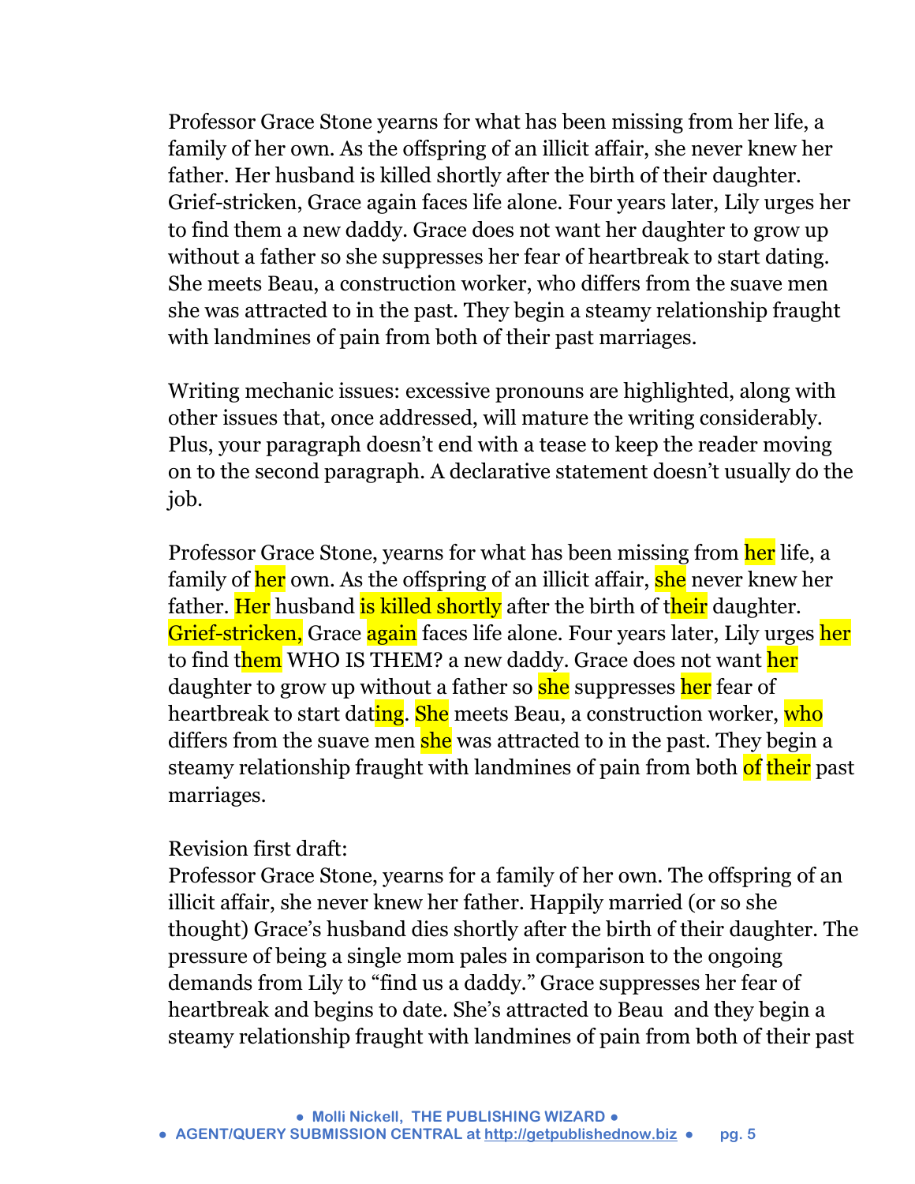Professor Grace Stone yearns for what has been missing from her life, a family of her own. As the offspring of an illicit affair, she never knew her father. Her husband is killed shortly after the birth of their daughter. Grief-stricken, Grace again faces life alone. Four years later, Lily urges her to find them a new daddy. Grace does not want her daughter to grow up without a father so she suppresses her fear of heartbreak to start dating. She meets Beau, a construction worker, who differs from the suave men she was attracted to in the past. They begin a steamy relationship fraught with landmines of pain from both of their past marriages.

Writing mechanic issues: excessive pronouns are highlighted, along with other issues that, once addressed, will mature the writing considerably. Plus, your paragraph doesn't end with a tease to keep the reader moving on to the second paragraph. A declarative statement doesn't usually do the job.

Professor Grace Stone, yearns for what has been missing from her life, a family of her own. As the offspring of an illicit affair, she never knew her father. Her husband is killed shortly after the birth of their daughter. Grief-stricken, Grace again faces life alone. Four years later, Lily urges her to find them WHO IS THEM? a new daddy. Grace does not want her daughter to grow up without a father so she suppresses her fear of heartbreak to start dating. She meets Beau, a construction worker, who differs from the suave men she was attracted to in the past. They begin a steamy relationship fraught with landmines of pain from both of their past marriages.

Revision first draft:
Professor Grace Stone, yearns for a family of her own. The offspring of an illicit affair, she never knew her father. Happily married (or so she thought) Grace's husband dies shortly after the birth of their daughter. The pressure of being a single mom pales in comparison to the ongoing demands from Lily to "find us a daddy." Grace suppresses her fear of heartbreak and begins to date. She's attracted to Beau and they begin a steamy relationship fraught with landmines of pain from both of their past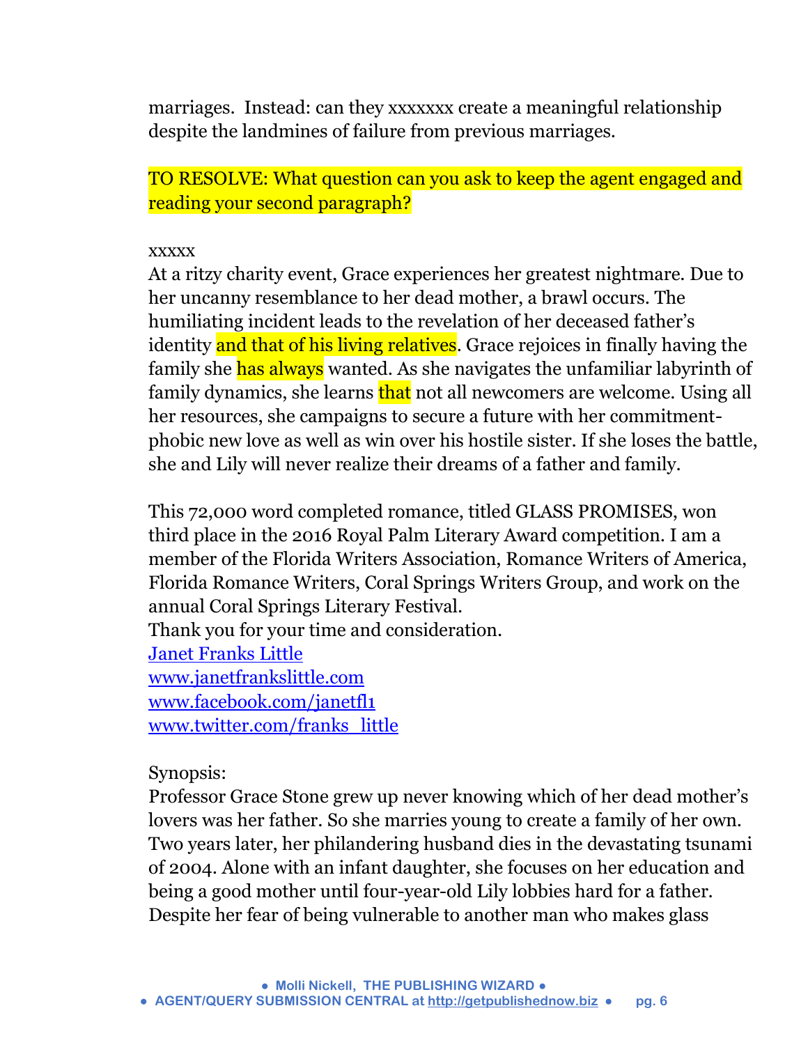marriages.  Instead: can they xxxxxxx create a meaningful relationship despite the landmines of failure from previous marriages.

TO RESOLVE: What question can you ask to keep the agent engaged and reading your second paragraph?

xxxxx

At a ritzy charity event, Grace experiences her greatest nightmare. Due to her uncanny resemblance to her dead mother, a brawl occurs. The humiliating incident leads to the revelation of her deceased father's identity and that of his living relatives. Grace rejoices in finally having the family she has always wanted. As she navigates the unfamiliar labyrinth of family dynamics, she learns that not all newcomers are welcome. Using all her resources, she campaigns to secure a future with her commitment-phobic new love as well as win over his hostile sister. If she loses the battle, she and Lily will never realize their dreams of a father and family.

This 72,000 word completed romance, titled GLASS PROMISES, won third place in the 2016 Royal Palm Literary Award competition. I am a member of the Florida Writers Association, Romance Writers of America, Florida Romance Writers, Coral Springs Writers Group, and work on the annual Coral Springs Literary Festival.

Thank you for your time and consideration.

Janet Franks Little
www.janetfrankslittle.com
www.facebook.com/janetfl1
www.twitter.com/franks_little

Synopsis:

Professor Grace Stone grew up never knowing which of her dead mother's lovers was her father. So she marries young to create a family of her own. Two years later, her philandering husband dies in the devastating tsunami of 2004. Alone with an infant daughter, she focuses on her education and being a good mother until four-year-old Lily lobbies hard for a father. Despite her fear of being vulnerable to another man who makes glass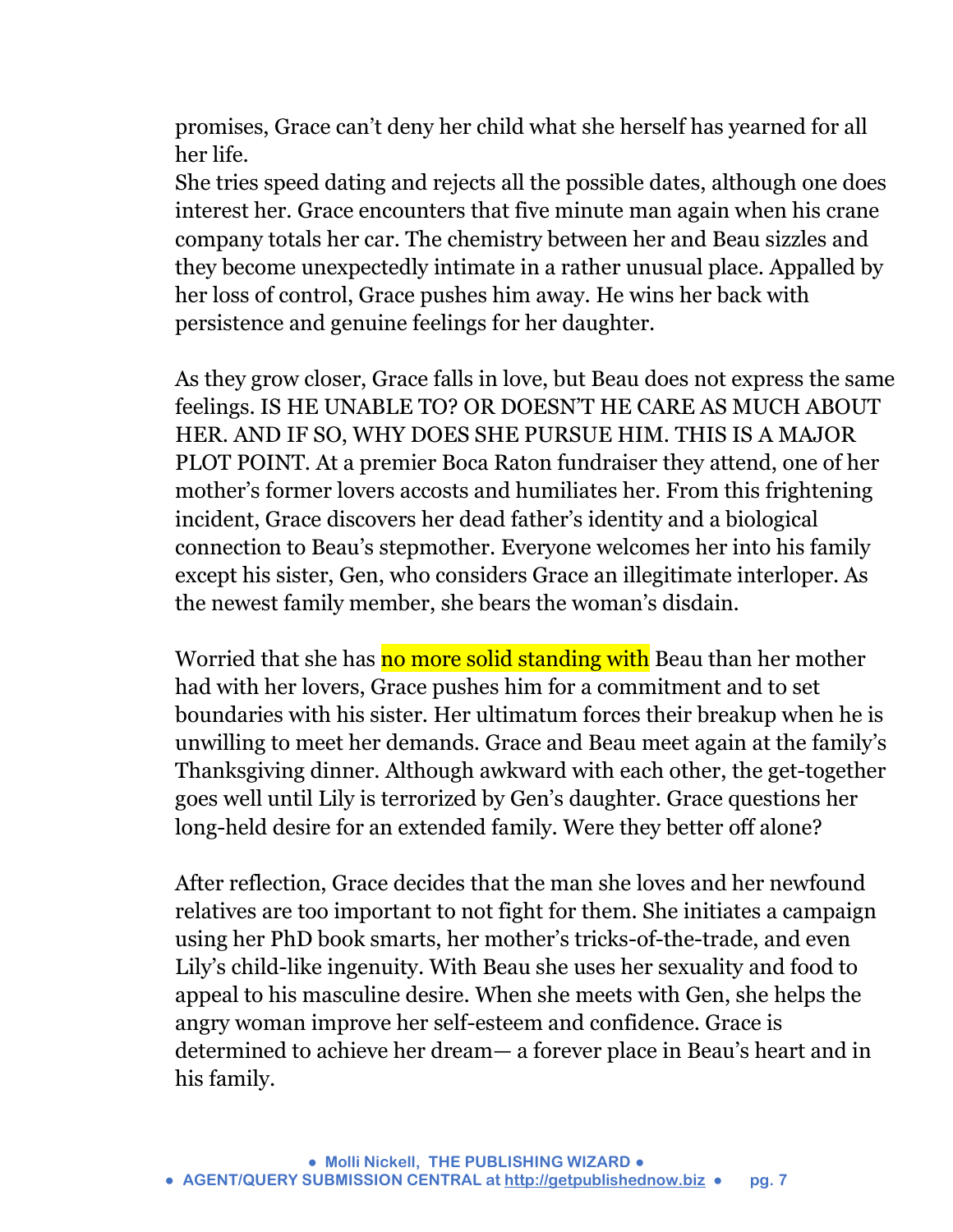promises, Grace can't deny her child what she herself has yearned for all her life.
She tries speed dating and rejects all the possible dates, although one does interest her. Grace encounters that five minute man again when his crane company totals her car. The chemistry between her and Beau sizzles and they become unexpectedly intimate in a rather unusual place. Appalled by her loss of control, Grace pushes him away. He wins her back with persistence and genuine feelings for her daughter.

As they grow closer, Grace falls in love, but Beau does not express the same feelings. IS HE UNABLE TO? OR DOESN'T HE CARE AS MUCH ABOUT HER. AND IF SO, WHY DOES SHE PURSUE HIM. THIS IS A MAJOR PLOT POINT. At a premier Boca Raton fundraiser they attend, one of her mother's former lovers accosts and humiliates her. From this frightening incident, Grace discovers her dead father's identity and a biological connection to Beau's stepmother. Everyone welcomes her into his family except his sister, Gen, who considers Grace an illegitimate interloper. As the newest family member, she bears the woman's disdain.

Worried that she has no more solid standing with Beau than her mother had with her lovers, Grace pushes him for a commitment and to set boundaries with his sister. Her ultimatum forces their breakup when he is unwilling to meet her demands. Grace and Beau meet again at the family's Thanksgiving dinner. Although awkward with each other, the get-together goes well until Lily is terrorized by Gen's daughter. Grace questions her long-held desire for an extended family. Were they better off alone?

After reflection, Grace decides that the man she loves and her newfound relatives are too important to not fight for them. She initiates a campaign using her PhD book smarts, her mother's tricks-of-the-trade, and even Lily's child-like ingenuity. With Beau she uses her sexuality and food to appeal to his masculine desire. When she meets with Gen, she helps the angry woman improve her self-esteem and confidence. Grace is determined to achieve her dream— a forever place in Beau's heart and in his family.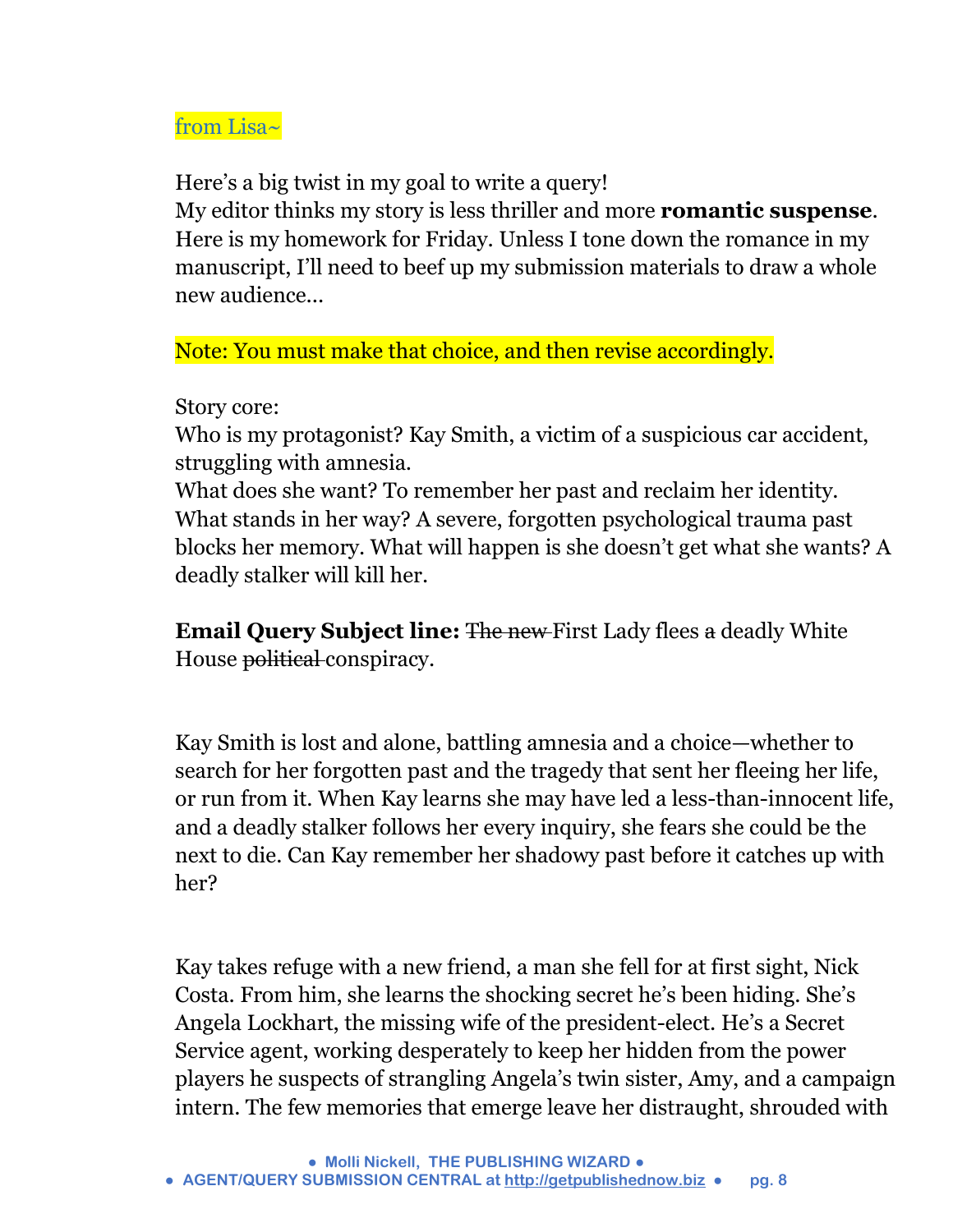from Lisa~

Here's a big twist in my goal to write a query!
My editor thinks my story is less thriller and more **romantic suspense**. Here is my homework for Friday. Unless I tone down the romance in my manuscript, I'll need to beef up my submission materials to draw a whole new audience…

Note: You must make that choice, and then revise accordingly.

Story core:
Who is my protagonist? Kay Smith, a victim of a suspicious car accident, struggling with amnesia.
What does she want? To remember her past and reclaim her identity.
What stands in her way? A severe, forgotten psychological trauma past blocks her memory. What will happen is she doesn't get what she wants? A deadly stalker will kill her.

**Email Query Subject line:** ~~The new~~ First Lady flees ~~a~~ deadly White House ~~political~~ conspiracy.

Kay Smith is lost and alone, battling amnesia and a choice—whether to search for her forgotten past and the tragedy that sent her fleeing her life, or run from it. When Kay learns she may have led a less-than-innocent life, and a deadly stalker follows her every inquiry, she fears she could be the next to die. Can Kay remember her shadowy past before it catches up with her?

Kay takes refuge with a new friend, a man she fell for at first sight, Nick Costa. From him, she learns the shocking secret he's been hiding. She's Angela Lockhart, the missing wife of the president-elect. He's a Secret Service agent, working desperately to keep her hidden from the power players he suspects of strangling Angela's twin sister, Amy, and a campaign intern. The few memories that emerge leave her distraught, shrouded with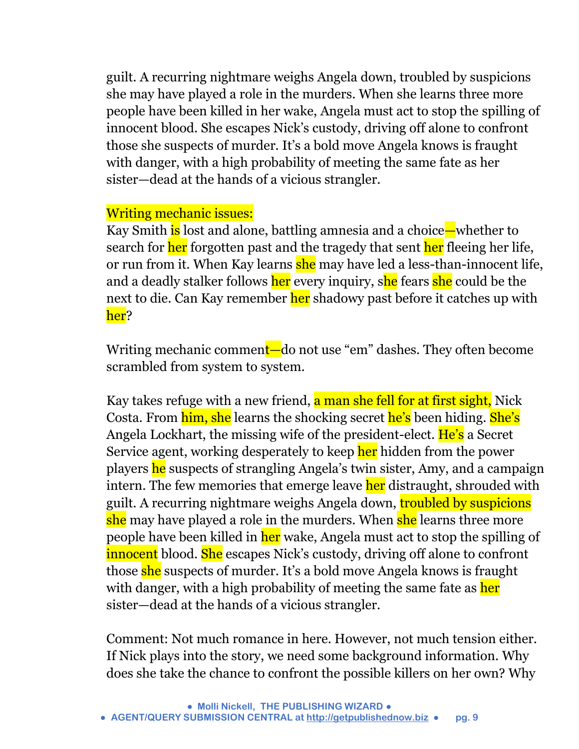guilt. A recurring nightmare weighs Angela down, troubled by suspicions she may have played a role in the murders. When she learns three more people have been killed in her wake, Angela must act to stop the spilling of innocent blood. She escapes Nick's custody, driving off alone to confront those she suspects of murder. It's a bold move Angela knows is fraught with danger, with a high probability of meeting the same fate as her sister—dead at the hands of a vicious strangler.

Writing mechanic issues:
Kay Smith is lost and alone, battling amnesia and a choice—whether to search for her forgotten past and the tragedy that sent her fleeing her life, or run from it. When Kay learns she may have led a less-than-innocent life, and a deadly stalker follows her every inquiry, she fears she could be the next to die. Can Kay remember her shadowy past before it catches up with her?

Writing mechanic comment—do not use "em" dashes. They often become scrambled from system to system.

Kay takes refuge with a new friend, a man she fell for at first sight, Nick Costa. From him, she learns the shocking secret he's been hiding. She's Angela Lockhart, the missing wife of the president-elect. He's a Secret Service agent, working desperately to keep her hidden from the power players he suspects of strangling Angela's twin sister, Amy, and a campaign intern. The few memories that emerge leave her distraught, shrouded with guilt. A recurring nightmare weighs Angela down, troubled by suspicions she may have played a role in the murders. When she learns three more people have been killed in her wake, Angela must act to stop the spilling of innocent blood. She escapes Nick's custody, driving off alone to confront those she suspects of murder. It's a bold move Angela knows is fraught with danger, with a high probability of meeting the same fate as her sister—dead at the hands of a vicious strangler.

Comment: Not much romance in here. However, not much tension either. If Nick plays into the story, we need some background information. Why does she take the chance to confront the possible killers on her own? Why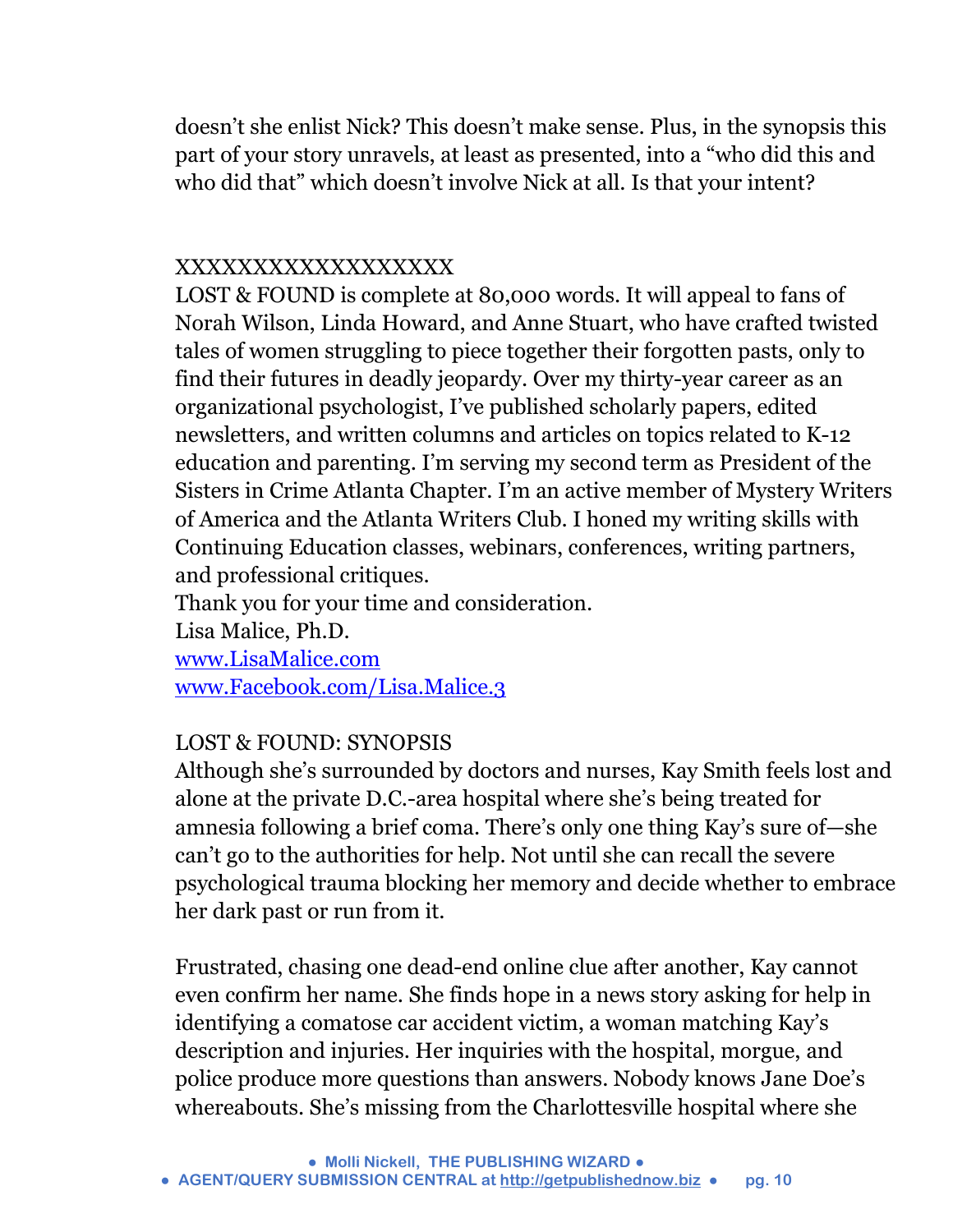doesn't she enlist Nick? This doesn't make sense. Plus, in the synopsis this part of your story unravels, at least as presented, into a "who did this and who did that" which doesn't involve Nick at all. Is that your intent?

XXXXXXXXXXXXXXXXXX

LOST & FOUND is complete at 80,000 words. It will appeal to fans of Norah Wilson, Linda Howard, and Anne Stuart, who have crafted twisted tales of women struggling to piece together their forgotten pasts, only to find their futures in deadly jeopardy. Over my thirty-year career as an organizational psychologist, I've published scholarly papers, edited newsletters, and written columns and articles on topics related to K-12 education and parenting. I'm serving my second term as President of the Sisters in Crime Atlanta Chapter. I'm an active member of Mystery Writers of America and the Atlanta Writers Club. I honed my writing skills with Continuing Education classes, webinars, conferences, writing partners, and professional critiques.

Thank you for your time and consideration.

Lisa Malice, Ph.D.

www.LisaMalice.com

www.Facebook.com/Lisa.Malice.3

LOST & FOUND: SYNOPSIS

Although she's surrounded by doctors and nurses, Kay Smith feels lost and alone at the private D.C.-area hospital where she's being treated for amnesia following a brief coma. There's only one thing Kay's sure of—she can't go to the authorities for help. Not until she can recall the severe psychological trauma blocking her memory and decide whether to embrace her dark past or run from it.

Frustrated, chasing one dead-end online clue after another, Kay cannot even confirm her name. She finds hope in a news story asking for help in identifying a comatose car accident victim, a woman matching Kay's description and injuries. Her inquiries with the hospital, morgue, and police produce more questions than answers. Nobody knows Jane Doe's whereabouts. She's missing from the Charlottesville hospital where she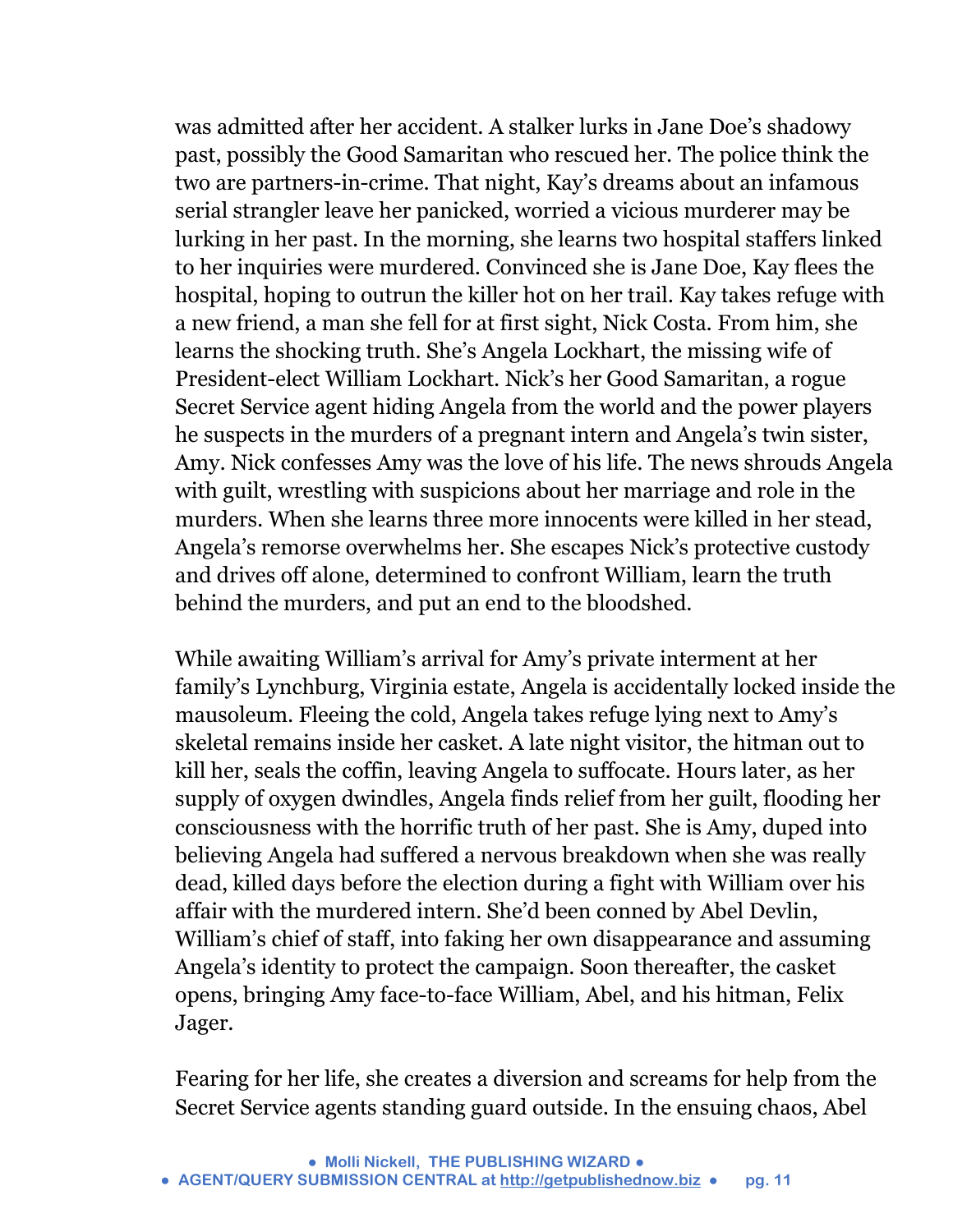was admitted after her accident. A stalker lurks in Jane Doe's shadowy past, possibly the Good Samaritan who rescued her. The police think the two are partners-in-crime. That night, Kay's dreams about an infamous serial strangler leave her panicked, worried a vicious murderer may be lurking in her past. In the morning, she learns two hospital staffers linked to her inquiries were murdered. Convinced she is Jane Doe, Kay flees the hospital, hoping to outrun the killer hot on her trail. Kay takes refuge with a new friend, a man she fell for at first sight, Nick Costa. From him, she learns the shocking truth. She's Angela Lockhart, the missing wife of President-elect William Lockhart. Nick's her Good Samaritan, a rogue Secret Service agent hiding Angela from the world and the power players he suspects in the murders of a pregnant intern and Angela's twin sister, Amy. Nick confesses Amy was the love of his life. The news shrouds Angela with guilt, wrestling with suspicions about her marriage and role in the murders. When she learns three more innocents were killed in her stead, Angela's remorse overwhelms her. She escapes Nick's protective custody and drives off alone, determined to confront William, learn the truth behind the murders, and put an end to the bloodshed.

While awaiting William's arrival for Amy's private interment at her family's Lynchburg, Virginia estate, Angela is accidentally locked inside the mausoleum. Fleeing the cold, Angela takes refuge lying next to Amy's skeletal remains inside her casket. A late night visitor, the hitman out to kill her, seals the coffin, leaving Angela to suffocate. Hours later, as her supply of oxygen dwindles, Angela finds relief from her guilt, flooding her consciousness with the horrific truth of her past. She is Amy, duped into believing Angela had suffered a nervous breakdown when she was really dead, killed days before the election during a fight with William over his affair with the murdered intern. She'd been conned by Abel Devlin, William's chief of staff, into faking her own disappearance and assuming Angela's identity to protect the campaign. Soon thereafter, the casket opens, bringing Amy face-to-face William, Abel, and his hitman, Felix Jager.

Fearing for her life, she creates a diversion and screams for help from the Secret Service agents standing guard outside. In the ensuing chaos, Abel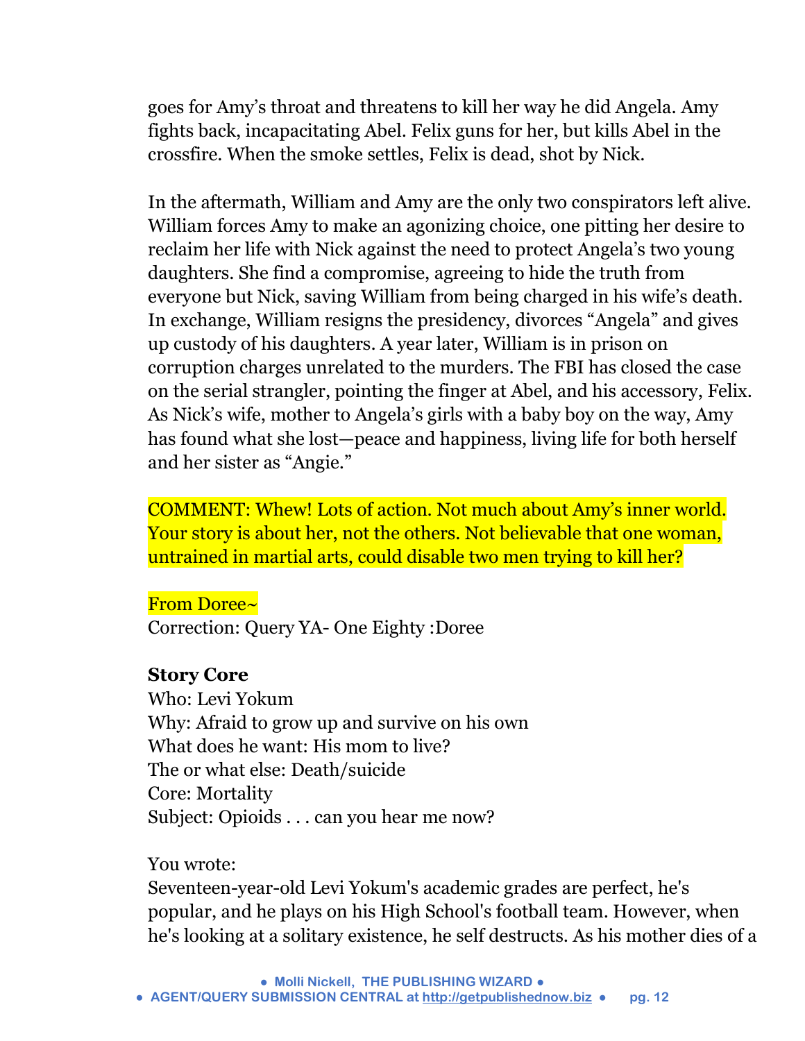goes for Amy's throat and threatens to kill her way he did Angela. Amy fights back, incapacitating Abel. Felix guns for her, but kills Abel in the crossfire. When the smoke settles, Felix is dead, shot by Nick.

In the aftermath, William and Amy are the only two conspirators left alive. William forces Amy to make an agonizing choice, one pitting her desire to reclaim her life with Nick against the need to protect Angela's two young daughters. She find a compromise, agreeing to hide the truth from everyone but Nick, saving William from being charged in his wife's death. In exchange, William resigns the presidency, divorces "Angela" and gives up custody of his daughters. A year later, William is in prison on corruption charges unrelated to the murders. The FBI has closed the case on the serial strangler, pointing the finger at Abel, and his accessory, Felix. As Nick's wife, mother to Angela's girls with a baby boy on the way, Amy has found what she lost—peace and happiness, living life for both herself and her sister as "Angie."

COMMENT: Whew! Lots of action. Not much about Amy's inner world. Your story is about her, not the others. Not believable that one woman, untrained in martial arts, could disable two men trying to kill her?

From Doree~
Correction: Query YA- One Eighty :Doree

**Story Core**
Who: Levi Yokum
Why: Afraid to grow up and survive on his own
What does he want: His mom to live?
The or what else: Death/suicide
Core: Mortality
Subject: Opioids . . . can you hear me now?

You wrote:
Seventeen-year-old Levi Yokum's academic grades are perfect, he's popular, and he plays on his High School's football team. However, when he's looking at a solitary existence, he self destructs. As his mother dies of a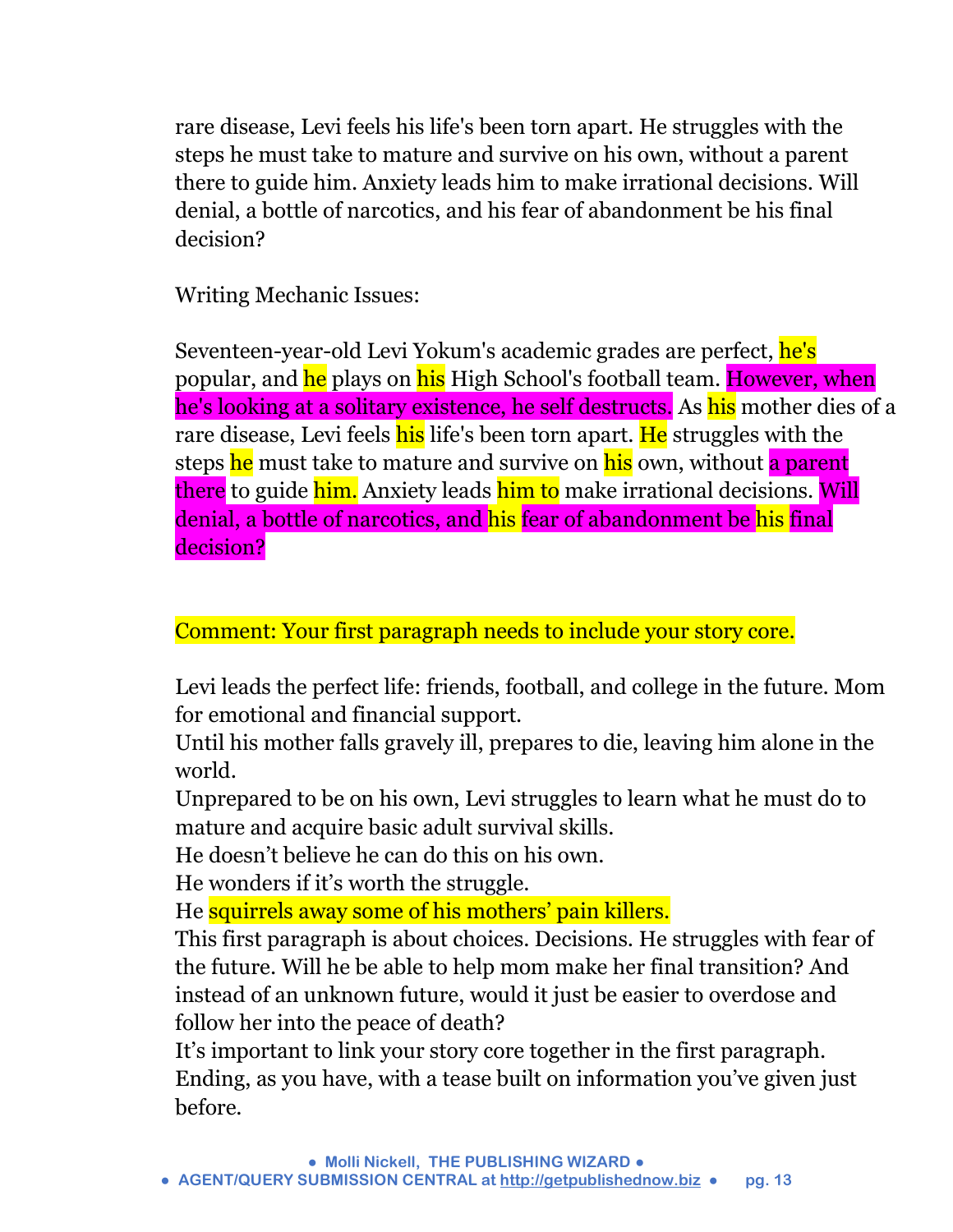rare disease, Levi feels his life's been torn apart. He struggles with the steps he must take to mature and survive on his own, without a parent there to guide him. Anxiety leads him to make irrational decisions. Will denial, a bottle of narcotics, and his fear of abandonment be his final decision?

Writing Mechanic Issues:

Seventeen-year-old Levi Yokum's academic grades are perfect, he's popular, and he plays on his High School's football team. However, when he's looking at a solitary existence, he self destructs. As his mother dies of a rare disease, Levi feels his life's been torn apart. He struggles with the steps he must take to mature and survive on his own, without a parent there to guide him. Anxiety leads him to make irrational decisions. Will denial, a bottle of narcotics, and his fear of abandonment be his final decision?

Comment: Your first paragraph needs to include your story core.

Levi leads the perfect life: friends, football, and college in the future. Mom for emotional and financial support.
Until his mother falls gravely ill, prepares to die, leaving him alone in the world.
Unprepared to be on his own, Levi struggles to learn what he must do to mature and acquire basic adult survival skills.
He doesn't believe he can do this on his own.
He wonders if it's worth the struggle.
He squirrels away some of his mothers' pain killers.
This first paragraph is about choices. Decisions. He struggles with fear of the future. Will he be able to help mom make her final transition? And instead of an unknown future, would it just be easier to overdose and follow her into the peace of death?
It's important to link your story core together in the first paragraph. Ending, as you have, with a tease built on information you've given just before.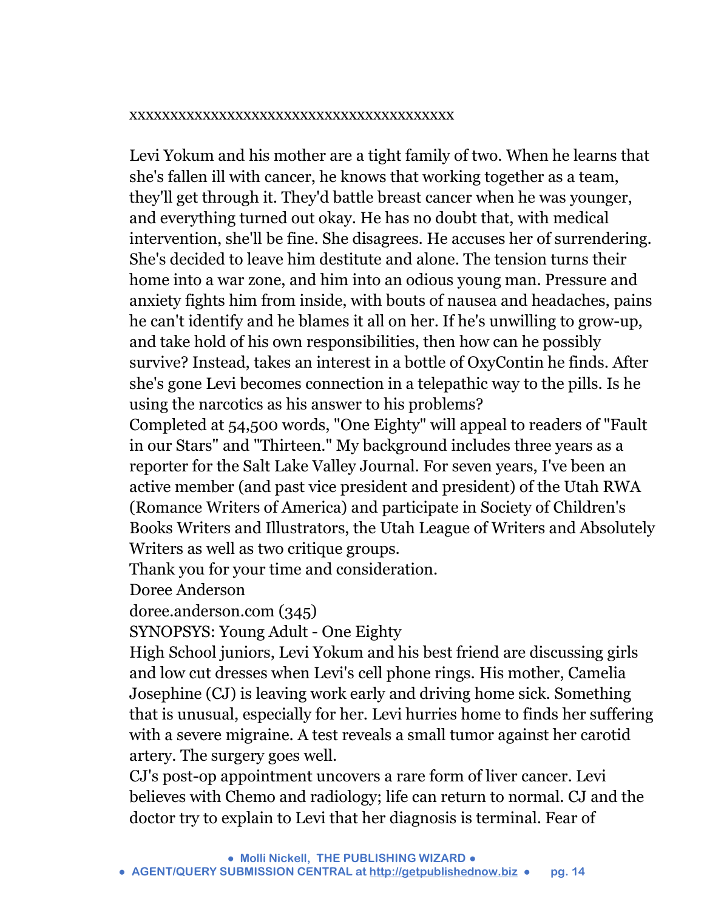xxxxxxxxxxxxxxxxxxxxxxxxxxxxxxxxxxxxxxxxxx

Levi Yokum and his mother are a tight family of two. When he learns that she's fallen ill with cancer, he knows that working together as a team, they'll get through it. They'd battle breast cancer when he was younger, and everything turned out okay. He has no doubt that, with medical intervention, she'll be fine. She disagrees. He accuses her of surrendering. She's decided to leave him destitute and alone. The tension turns their home into a war zone, and him into an odious young man. Pressure and anxiety fights him from inside, with bouts of nausea and headaches, pains he can't identify and he blames it all on her. If he's unwilling to grow-up, and take hold of his own responsibilities, then how can he possibly survive? Instead, takes an interest in a bottle of OxyContin he finds. After she's gone Levi becomes connection in a telepathic way to the pills. Is he using the narcotics as his answer to his problems?

Completed at 54,500 words, "One Eighty" will appeal to readers of "Fault in our Stars" and "Thirteen." My background includes three years as a reporter for the Salt Lake Valley Journal. For seven years, I've been an active member (and past vice president and president) of the Utah RWA (Romance Writers of America) and participate in Society of Children's Books Writers and Illustrators, the Utah League of Writers and Absolutely Writers as well as two critique groups.

Thank you for your time and consideration.

Doree Anderson

doree.anderson.com (345)

SYNOPSYS: Young Adult - One Eighty

High School juniors, Levi Yokum and his best friend are discussing girls and low cut dresses when Levi's cell phone rings. His mother, Camelia Josephine (CJ) is leaving work early and driving home sick. Something that is unusual, especially for her. Levi hurries home to finds her suffering with a severe migraine. A test reveals a small tumor against her carotid artery. The surgery goes well.

CJ's post-op appointment uncovers a rare form of liver cancer. Levi believes with Chemo and radiology; life can return to normal. CJ and the doctor try to explain to Levi that her diagnosis is terminal. Fear of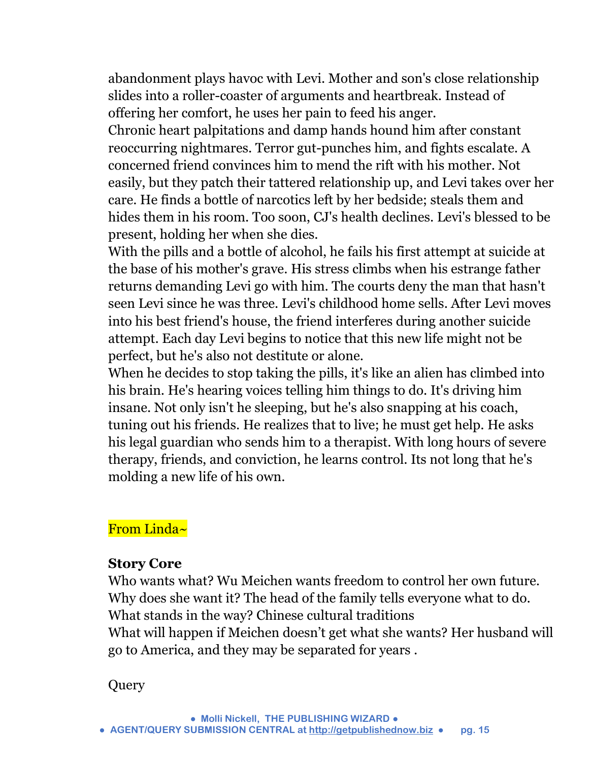abandonment plays havoc with Levi. Mother and son's close relationship slides into a roller-coaster of arguments and heartbreak. Instead of offering her comfort, he uses her pain to feed his anger.

Chronic heart palpitations and damp hands hound him after constant reoccurring nightmares. Terror gut-punches him, and fights escalate. A concerned friend convinces him to mend the rift with his mother. Not easily, but they patch their tattered relationship up, and Levi takes over her care. He finds a bottle of narcotics left by her bedside; steals them and hides them in his room. Too soon, CJ's health declines. Levi's blessed to be present, holding her when she dies.

With the pills and a bottle of alcohol, he fails his first attempt at suicide at the base of his mother's grave. His stress climbs when his estrange father returns demanding Levi go with him. The courts deny the man that hasn't seen Levi since he was three. Levi's childhood home sells. After Levi moves into his best friend's house, the friend interferes during another suicide attempt. Each day Levi begins to notice that this new life might not be perfect, but he's also not destitute or alone.

When he decides to stop taking the pills, it's like an alien has climbed into his brain. He's hearing voices telling him things to do. It's driving him insane. Not only isn't he sleeping, but he's also snapping at his coach, tuning out his friends. He realizes that to live; he must get help. He asks his legal guardian who sends him to a therapist. With long hours of severe therapy, friends, and conviction, he learns control. Its not long that he's molding a new life of his own.

From Linda~

**Story Core**

Who wants what? Wu Meichen wants freedom to control her own future.
Why does she want it? The head of the family tells everyone what to do.
What stands in the way? Chinese cultural traditions
What will happen if Meichen doesn't get what she wants? Her husband will go to America, and they may be separated for years .

Query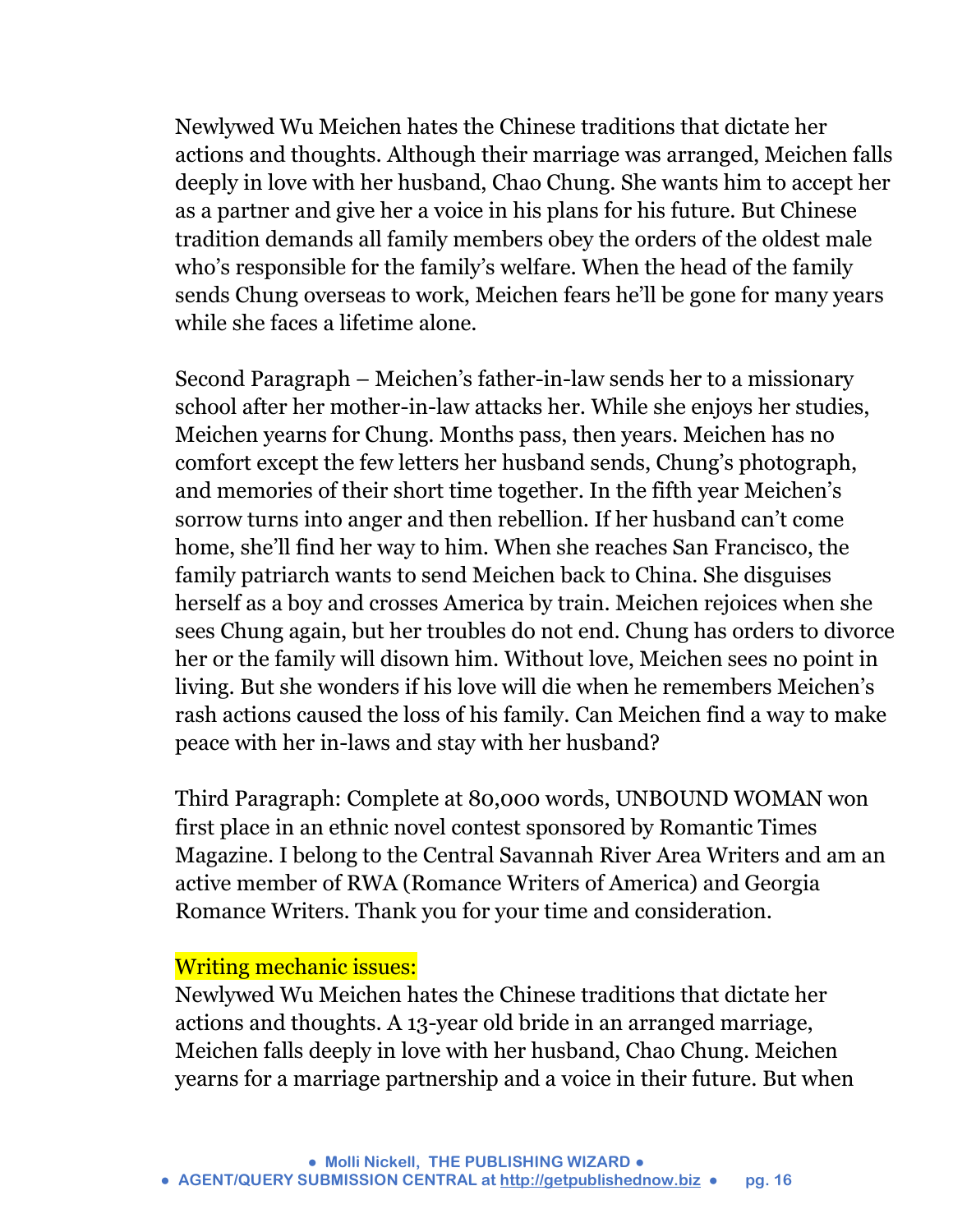Newlywed Wu Meichen hates the Chinese traditions that dictate her actions and thoughts. Although their marriage was arranged, Meichen falls deeply in love with her husband, Chao Chung. She wants him to accept her as a partner and give her a voice in his plans for his future. But Chinese tradition demands all family members obey the orders of the oldest male who's responsible for the family's welfare. When the head of the family sends Chung overseas to work, Meichen fears he'll be gone for many years while she faces a lifetime alone.

Second Paragraph – Meichen's father-in-law sends her to a missionary school after her mother-in-law attacks her. While she enjoys her studies, Meichen yearns for Chung. Months pass, then years. Meichen has no comfort except the few letters her husband sends, Chung's photograph, and memories of their short time together. In the fifth year Meichen's sorrow turns into anger and then rebellion. If her husband can't come home, she'll find her way to him. When she reaches San Francisco, the family patriarch wants to send Meichen back to China. She disguises herself as a boy and crosses America by train. Meichen rejoices when she sees Chung again, but her troubles do not end. Chung has orders to divorce her or the family will disown him. Without love, Meichen sees no point in living. But she wonders if his love will die when he remembers Meichen's rash actions caused the loss of his family. Can Meichen find a way to make peace with her in-laws and stay with her husband?

Third Paragraph: Complete at 80,000 words, UNBOUND WOMAN won first place in an ethnic novel contest sponsored by Romantic Times Magazine. I belong to the Central Savannah River Area Writers and am an active member of RWA (Romance Writers of America) and Georgia Romance Writers. Thank you for your time and consideration.

Writing mechanic issues:

Newlywed Wu Meichen hates the Chinese traditions that dictate her actions and thoughts. A 13-year old bride in an arranged marriage, Meichen falls deeply in love with her husband, Chao Chung. Meichen yearns for a marriage partnership and a voice in their future. But when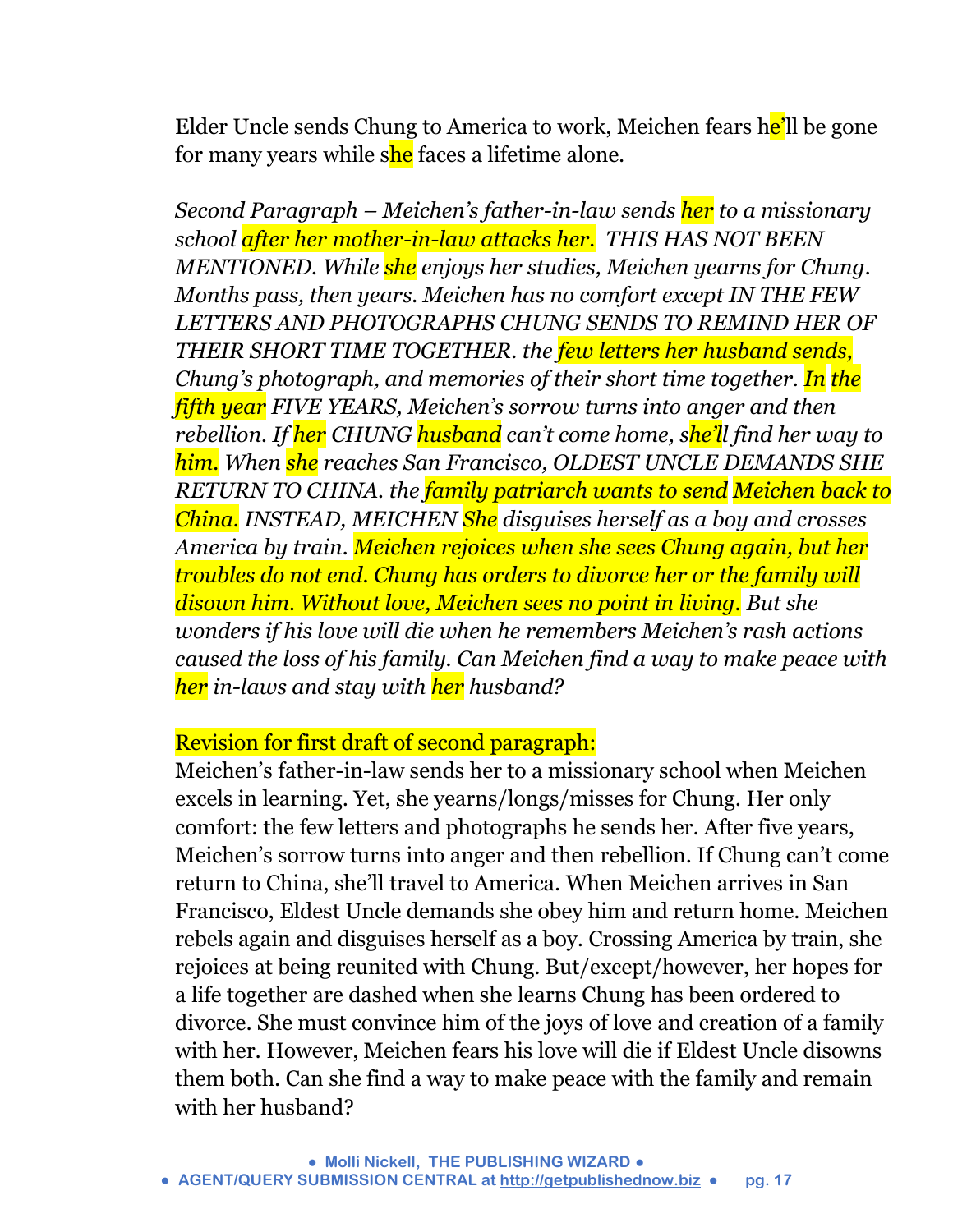Elder Uncle sends Chung to America to work, Meichen fears he'll be gone for many years while she faces a lifetime alone.

*Second Paragraph – Meichen's father-in-law sends her to a missionary school after her mother-in-law attacks her. THIS HAS NOT BEEN MENTIONED. While she enjoys her studies, Meichen yearns for Chung. Months pass, then years. Meichen has no comfort except IN THE FEW LETTERS AND PHOTOGRAPHS CHUNG SENDS TO REMIND HER OF THEIR SHORT TIME TOGETHER. the few letters her husband sends, Chung's photograph, and memories of their short time together. In the fifth year FIVE YEARS, Meichen's sorrow turns into anger and then rebellion. If her CHUNG husband can't come home, she'll find her way to him. When she reaches San Francisco, OLDEST UNCLE DEMANDS SHE RETURN TO CHINA. the family patriarch wants to send Meichen back to China. INSTEAD, MEICHEN She disguises herself as a boy and crosses America by train. Meichen rejoices when she sees Chung again, but her troubles do not end. Chung has orders to divorce her or the family will disown him. Without love, Meichen sees no point in living. But she wonders if his love will die when he remembers Meichen's rash actions caused the loss of his family. Can Meichen find a way to make peace with her in-laws and stay with her husband?*

Revision for first draft of second paragraph:

Meichen's father-in-law sends her to a missionary school when Meichen excels in learning. Yet, she yearns/longs/misses for Chung. Her only comfort: the few letters and photographs he sends her. After five years, Meichen's sorrow turns into anger and then rebellion. If Chung can't come return to China, she'll travel to America. When Meichen arrives in San Francisco, Eldest Uncle demands she obey him and return home. Meichen rebels again and disguises herself as a boy. Crossing America by train, she rejoices at being reunited with Chung. But/except/however, her hopes for a life together are dashed when she learns Chung has been ordered to divorce. She must convince him of the joys of love and creation of a family with her. However, Meichen fears his love will die if Eldest Uncle disowns them both. Can she find a way to make peace with the family and remain with her husband?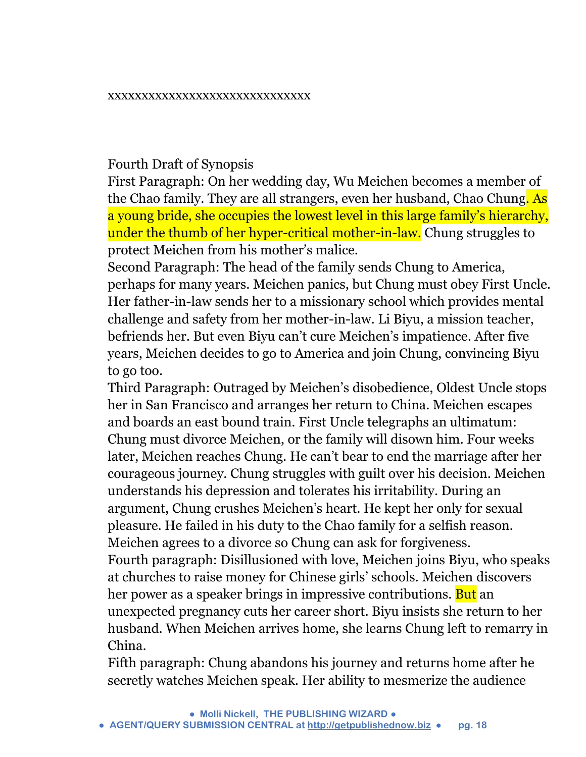xxxxxxxxxxxxxxxxxxxxxxxxxxxxxxx

Fourth Draft of Synopsis

First Paragraph: On her wedding day, Wu Meichen becomes a member of the Chao family. They are all strangers, even her husband, Chao Chung. As a young bride, she occupies the lowest level in this large family's hierarchy, under the thumb of her hyper-critical mother-in-law. Chung struggles to protect Meichen from his mother's malice.

Second Paragraph: The head of the family sends Chung to America, perhaps for many years. Meichen panics, but Chung must obey First Uncle. Her father-in-law sends her to a missionary school which provides mental challenge and safety from her mother-in-law. Li Biyu, a mission teacher, befriends her. But even Biyu can't cure Meichen's impatience. After five years, Meichen decides to go to America and join Chung, convincing Biyu to go too.

Third Paragraph: Outraged by Meichen's disobedience, Oldest Uncle stops her in San Francisco and arranges her return to China. Meichen escapes and boards an east bound train. First Uncle telegraphs an ultimatum: Chung must divorce Meichen, or the family will disown him. Four weeks later, Meichen reaches Chung. He can't bear to end the marriage after her courageous journey. Chung struggles with guilt over his decision. Meichen understands his depression and tolerates his irritability. During an argument, Chung crushes Meichen's heart. He kept her only for sexual pleasure. He failed in his duty to the Chao family for a selfish reason. Meichen agrees to a divorce so Chung can ask for forgiveness.

Fourth paragraph: Disillusioned with love, Meichen joins Biyu, who speaks at churches to raise money for Chinese girls' schools. Meichen discovers her power as a speaker brings in impressive contributions. But an unexpected pregnancy cuts her career short. Biyu insists she return to her husband. When Meichen arrives home, she learns Chung left to remarry in China.

Fifth paragraph: Chung abandons his journey and returns home after he secretly watches Meichen speak. Her ability to mesmerize the audience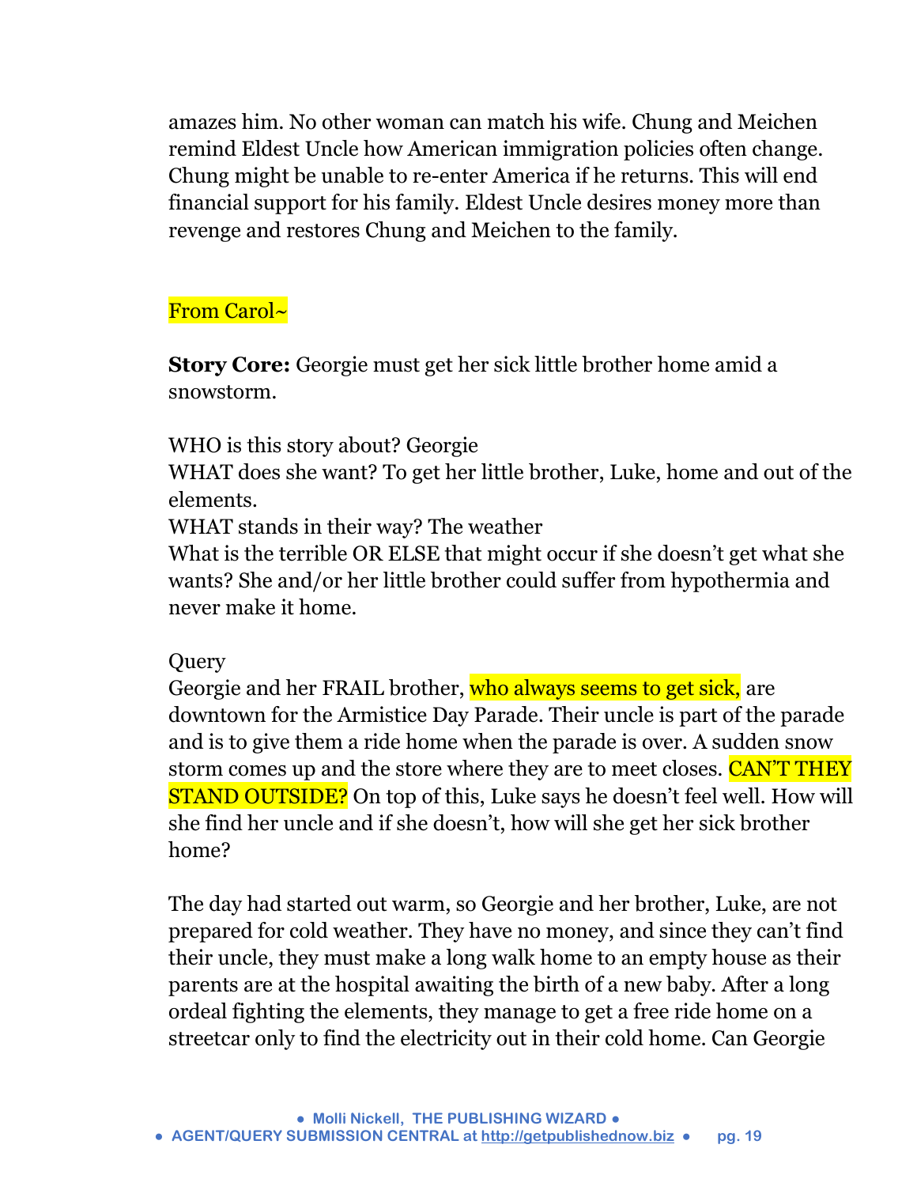amazes him. No other woman can match his wife. Chung and Meichen remind Eldest Uncle how American immigration policies often change. Chung might be unable to re-enter America if he returns. This will end financial support for his family. Eldest Uncle desires money more than revenge and restores Chung and Meichen to the family.

From Carol~

**Story Core:** Georgie must get her sick little brother home amid a snowstorm.

WHO is this story about? Georgie
WHAT does she want? To get her little brother, Luke, home and out of the elements.
WHAT stands in their way? The weather
What is the terrible OR ELSE that might occur if she doesn't get what she wants? She and/or her little brother could suffer from hypothermia and never make it home.

Query
Georgie and her FRAIL brother, who always seems to get sick, are downtown for the Armistice Day Parade. Their uncle is part of the parade and is to give them a ride home when the parade is over. A sudden snow storm comes up and the store where they are to meet closes. CAN'T THEY STAND OUTSIDE? On top of this, Luke says he doesn't feel well. How will she find her uncle and if she doesn't, how will she get her sick brother home?

The day had started out warm, so Georgie and her brother, Luke, are not prepared for cold weather. They have no money, and since they can't find their uncle, they must make a long walk home to an empty house as their parents are at the hospital awaiting the birth of a new baby. After a long ordeal fighting the elements, they manage to get a free ride home on a streetcar only to find the electricity out in their cold home. Can Georgie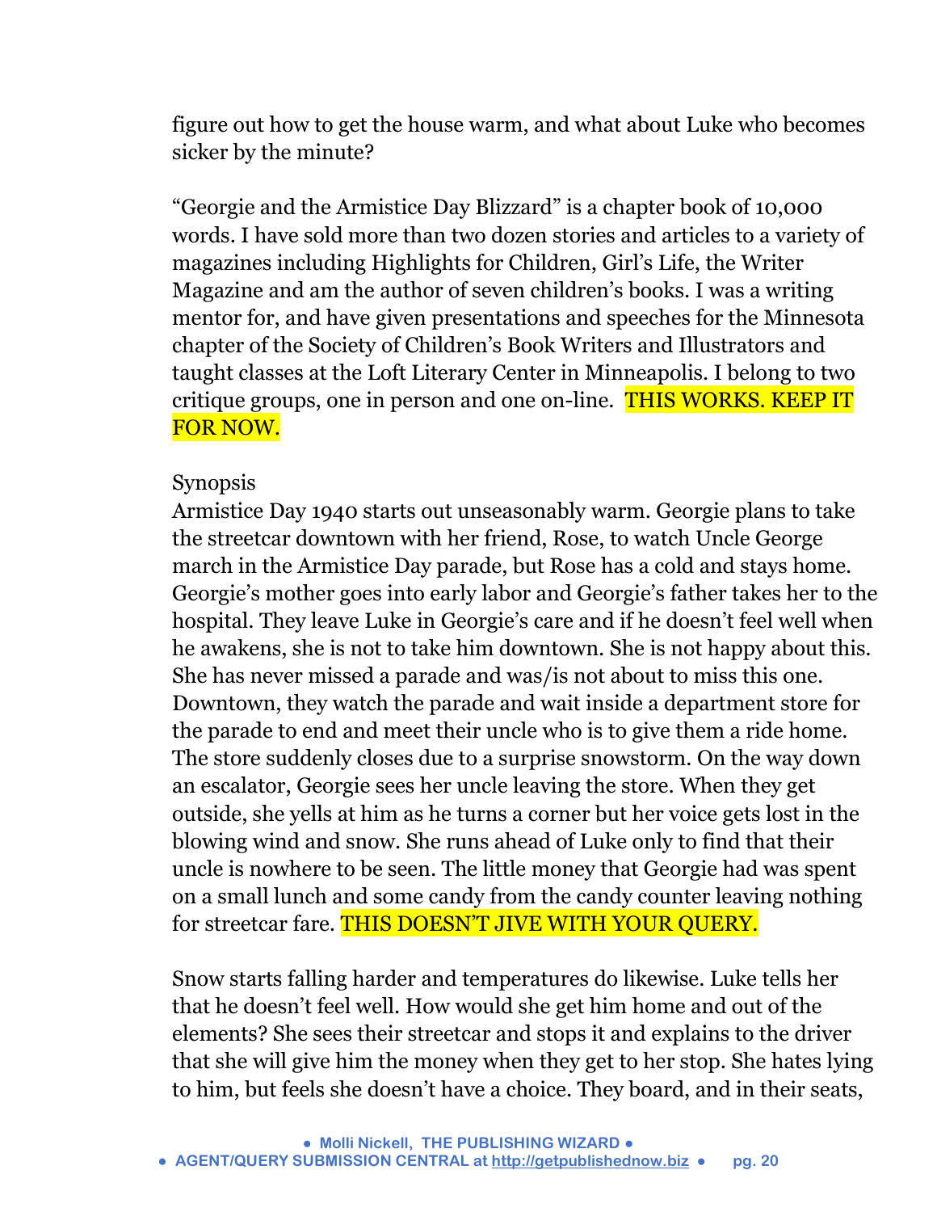figure out how to get the house warm, and what about Luke who becomes sicker by the minute?

“Georgie and the Armistice Day Blizzard” is a chapter book of 10,000 words. I have sold more than two dozen stories and articles to a variety of magazines including Highlights for Children, Girl’s Life, the Writer Magazine and am the author of seven children’s books. I was a writing mentor for, and have given presentations and speeches for the Minnesota chapter of the Society of Children’s Book Writers and Illustrators and taught classes at the Loft Literary Center in Minneapolis. I belong to two critique groups, one in person and one on-line. THIS WORKS. KEEP IT FOR NOW.

Synopsis

Armistice Day 1940 starts out unseasonably warm. Georgie plans to take the streetcar downtown with her friend, Rose, to watch Uncle George march in the Armistice Day parade, but Rose has a cold and stays home. Georgie’s mother goes into early labor and Georgie’s father takes her to the hospital. They leave Luke in Georgie’s care and if he doesn’t feel well when he awakens, she is not to take him downtown. She is not happy about this. She has never missed a parade and was/is not about to miss this one. Downtown, they watch the parade and wait inside a department store for the parade to end and meet their uncle who is to give them a ride home. The store suddenly closes due to a surprise snowstorm. On the way down an escalator, Georgie sees her uncle leaving the store. When they get outside, she yells at him as he turns a corner but her voice gets lost in the blowing wind and snow. She runs ahead of Luke only to find that their uncle is nowhere to be seen. The little money that Georgie had was spent on a small lunch and some candy from the candy counter leaving nothing for streetcar fare. THIS DOESN’T JIVE WITH YOUR QUERY.

Snow starts falling harder and temperatures do likewise. Luke tells her that he doesn’t feel well. How would she get him home and out of the elements? She sees their streetcar and stops it and explains to the driver that she will give him the money when they get to her stop. She hates lying to him, but feels she doesn’t have a choice. They board, and in their seats,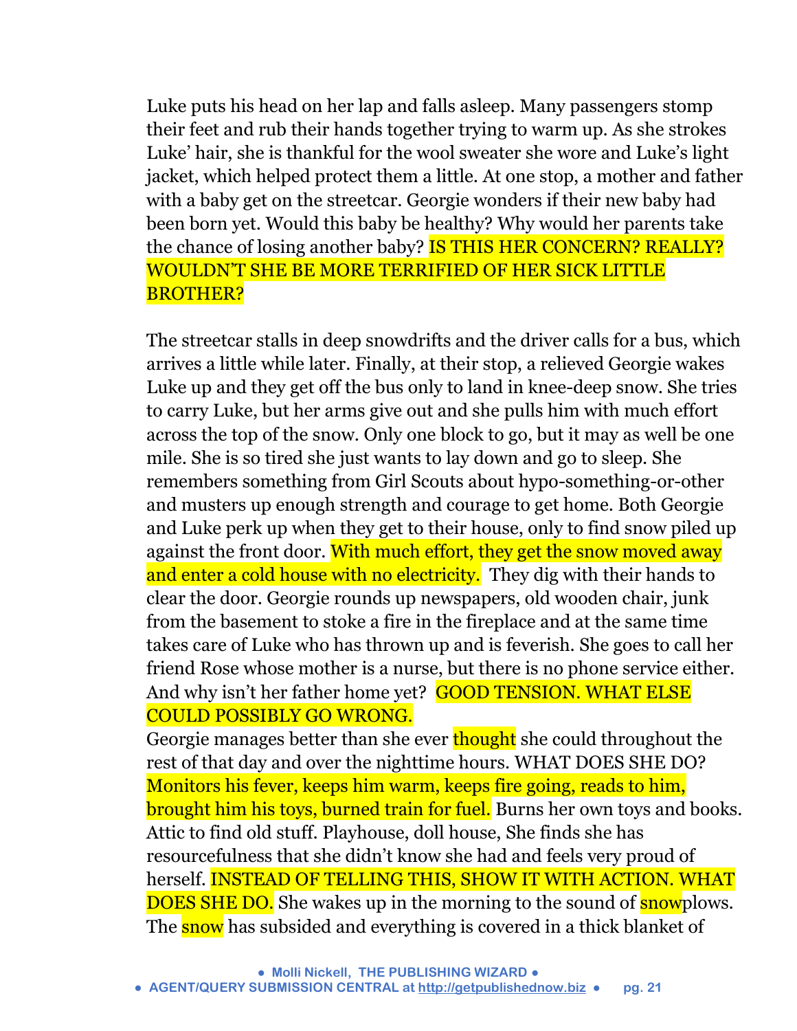Luke puts his head on her lap and falls asleep. Many passengers stomp their feet and rub their hands together trying to warm up. As she strokes Luke' hair, she is thankful for the wool sweater she wore and Luke's light jacket, which helped protect them a little. At one stop, a mother and father with a baby get on the streetcar. Georgie wonders if their new baby had been born yet. Would this baby be healthy? Why would her parents take the chance of losing another baby? IS THIS HER CONCERN? REALLY? WOULDN'T SHE BE MORE TERRIFIED OF HER SICK LITTLE BROTHER?

The streetcar stalls in deep snowdrifts and the driver calls for a bus, which arrives a little while later. Finally, at their stop, a relieved Georgie wakes Luke up and they get off the bus only to land in knee-deep snow. She tries to carry Luke, but her arms give out and she pulls him with much effort across the top of the snow. Only one block to go, but it may as well be one mile. She is so tired she just wants to lay down and go to sleep. She remembers something from Girl Scouts about hypo-something-or-other and musters up enough strength and courage to get home. Both Georgie and Luke perk up when they get to their house, only to find snow piled up against the front door. With much effort, they get the snow moved away and enter a cold house with no electricity. They dig with their hands to clear the door. Georgie rounds up newspapers, old wooden chair, junk from the basement to stoke a fire in the fireplace and at the same time takes care of Luke who has thrown up and is feverish. She goes to call her friend Rose whose mother is a nurse, but there is no phone service either. And why isn't her father home yet? GOOD TENSION. WHAT ELSE COULD POSSIBLY GO WRONG.

Georgie manages better than she ever thought she could throughout the rest of that day and over the nighttime hours. WHAT DOES SHE DO? Monitors his fever, keeps him warm, keeps fire going, reads to him, brought him his toys, burned train for fuel. Burns her own toys and books. Attic to find old stuff. Playhouse, doll house, She finds she has resourcefulness that she didn't know she had and feels very proud of herself. INSTEAD OF TELLING THIS, SHOW IT WITH ACTION. WHAT DOES SHE DO. She wakes up in the morning to the sound of snowplows. The snow has subsided and everything is covered in a thick blanket of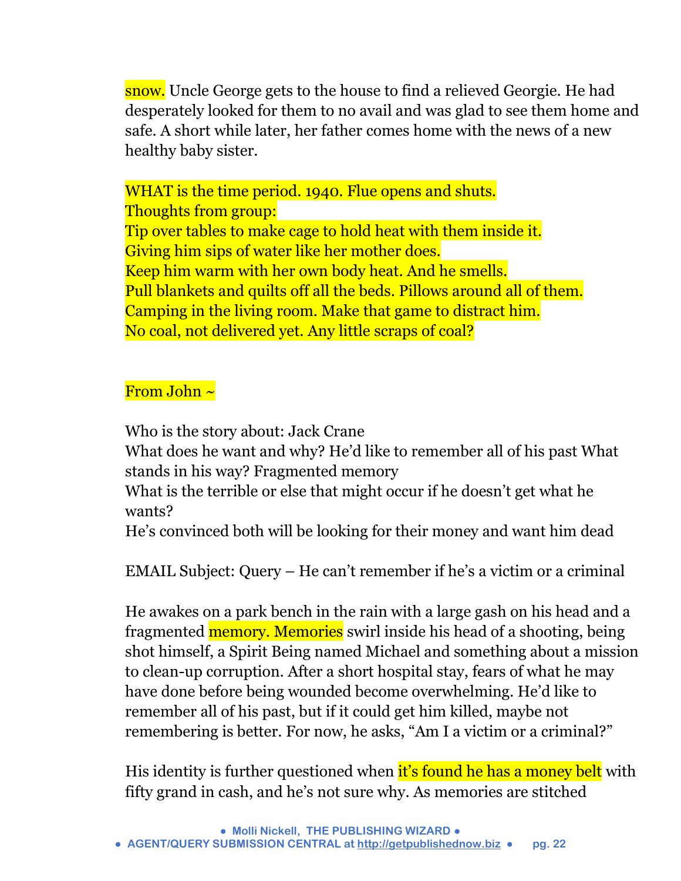snow. Uncle George gets to the house to find a relieved Georgie. He had desperately looked for them to no avail and was glad to see them home and safe. A short while later, her father comes home with the news of a new healthy baby sister.

WHAT is the time period. 1940. Flue opens and shuts.
Thoughts from group:
Tip over tables to make cage to hold heat with them inside it.
Giving him sips of water like her mother does.
Keep him warm with her own body heat. And he smells.
Pull blankets and quilts off all the beds. Pillows around all of them.
Camping in the living room. Make that game to distract him.
No coal, not delivered yet. Any little scraps of coal?

From John ~

Who is the story about: Jack Crane
What does he want and why? He'd like to remember all of his past What stands in his way? Fragmented memory
What is the terrible or else that might occur if he doesn't get what he wants?
He's convinced both will be looking for their money and want him dead

EMAIL Subject: Query – He can't remember if he's a victim or a criminal

He awakes on a park bench in the rain with a large gash on his head and a fragmented memory. Memories swirl inside his head of a shooting, being shot himself, a Spirit Being named Michael and something about a mission to clean-up corruption. After a short hospital stay, fears of what he may have done before being wounded become overwhelming. He'd like to remember all of his past, but if it could get him killed, maybe not remembering is better. For now, he asks, "Am I a victim or a criminal?"

His identity is further questioned when it's found he has a money belt with fifty grand in cash, and he's not sure why. As memories are stitched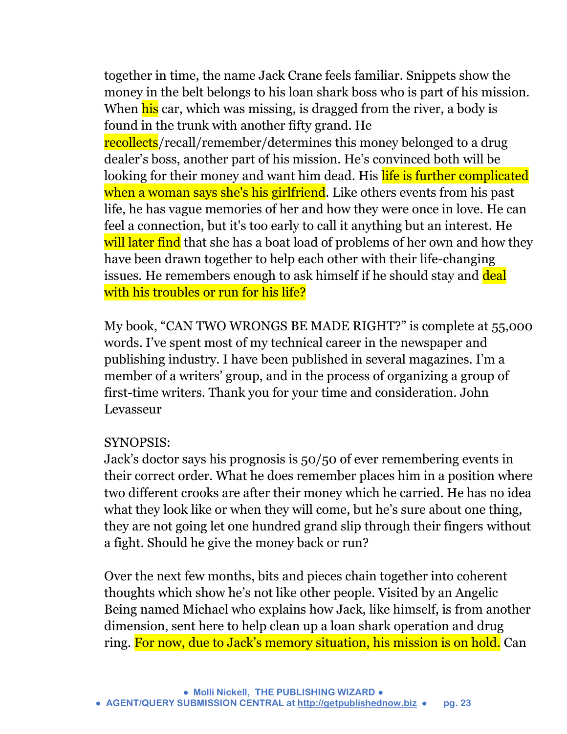together in time, the name Jack Crane feels familiar. Snippets show the money in the belt belongs to his loan shark boss who is part of his mission. When his car, which was missing, is dragged from the river, a body is found in the trunk with another fifty grand. He recollects/recall/remember/determines this money belonged to a drug dealer's boss, another part of his mission. He's convinced both will be looking for their money and want him dead. His life is further complicated when a woman says she's his girlfriend. Like others events from his past life, he has vague memories of her and how they were once in love. He can feel a connection, but it's too early to call it anything but an interest. He will later find that she has a boat load of problems of her own and how they have been drawn together to help each other with their life-changing issues. He remembers enough to ask himself if he should stay and deal with his troubles or run for his life?

My book, "CAN TWO WRONGS BE MADE RIGHT?" is complete at 55,000 words. I've spent most of my technical career in the newspaper and publishing industry. I have been published in several magazines. I'm a member of a writers' group, and in the process of organizing a group of first-time writers. Thank you for your time and consideration. John Levasseur

SYNOPSIS:
Jack's doctor says his prognosis is 50/50 of ever remembering events in their correct order. What he does remember places him in a position where two different crooks are after their money which he carried. He has no idea what they look like or when they will come, but he's sure about one thing, they are not going let one hundred grand slip through their fingers without a fight. Should he give the money back or run?

Over the next few months, bits and pieces chain together into coherent thoughts which show he's not like other people. Visited by an Angelic Being named Michael who explains how Jack, like himself, is from another dimension, sent here to help clean up a loan shark operation and drug ring. For now, due to Jack's memory situation, his mission is on hold. Can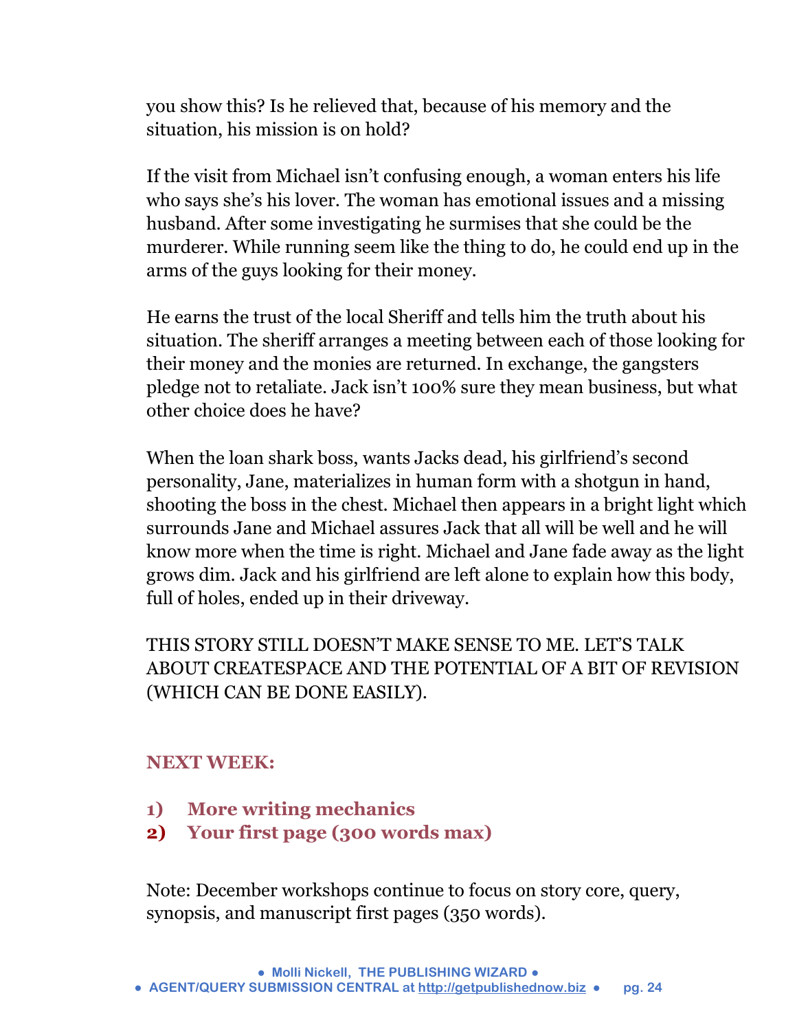you show this? Is he relieved that, because of his memory and the situation, his mission is on hold?

If the visit from Michael isn't confusing enough, a woman enters his life who says she's his lover. The woman has emotional issues and a missing husband. After some investigating he surmises that she could be the murderer. While running seem like the thing to do, he could end up in the arms of the guys looking for their money.

He earns the trust of the local Sheriff and tells him the truth about his situation. The sheriff arranges a meeting between each of those looking for their money and the monies are returned. In exchange, the gangsters pledge not to retaliate. Jack isn't 100% sure they mean business, but what other choice does he have?

When the loan shark boss, wants Jacks dead, his girlfriend's second personality, Jane, materializes in human form with a shotgun in hand, shooting the boss in the chest. Michael then appears in a bright light which surrounds Jane and Michael assures Jack that all will be well and he will know more when the time is right. Michael and Jane fade away as the light grows dim. Jack and his girlfriend are left alone to explain how this body, full of holes, ended up in their driveway.

THIS STORY STILL DOESN'T MAKE SENSE TO ME. LET'S TALK ABOUT CREATESPACE AND THE POTENTIAL OF A BIT OF REVISION (WHICH CAN BE DONE EASILY).

**NEXT WEEK:**

1) **More writing mechanics**
2) **Your first page (300 words max)**

Note: December workshops continue to focus on story core, query, synopsis, and manuscript first pages (350 words).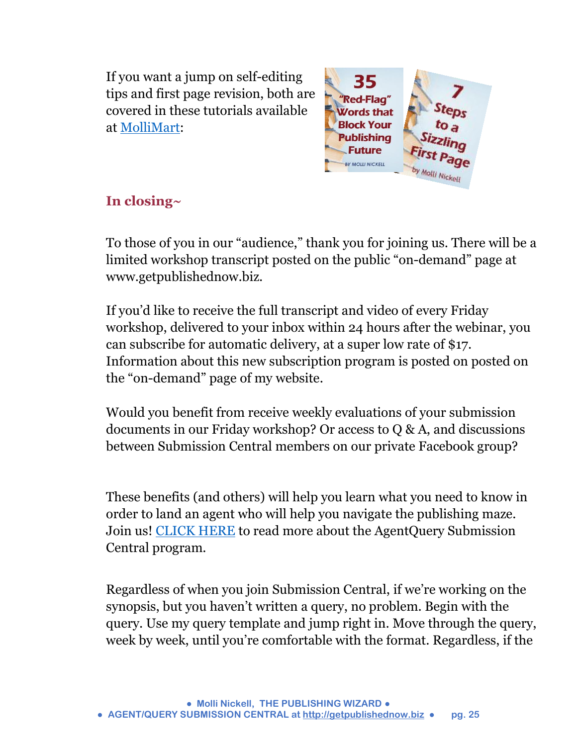If you want a jump on self-editing tips and first page revision, both are covered in these tutorials available at MolliMart:

## In closing~

To those of you in our "audience," thank you for joining us. There will be a limited workshop transcript posted on the public "on-demand" page at www.getpublishednow.biz.

If you'd like to receive the full transcript and video of every Friday workshop, delivered to your inbox within 24 hours after the webinar, you can subscribe for automatic delivery, at a super low rate of $17. Information about this new subscription program is posted on posted on the "on-demand" page of my website.

Would you benefit from receive weekly evaluations of your submission documents in our Friday workshop? Or access to Q & A, and discussions between Submission Central members on our private Facebook group?

These benefits (and others) will help you learn what you need to know in order to land an agent who will help you navigate the publishing maze. Join us! CLICK HERE to read more about the AgentQuery Submission Central program.

Regardless of when you join Submission Central, if we're working on the synopsis, but you haven't written a query, no problem. Begin with the query. Use my query template and jump right in. Move through the query, week by week, until you're comfortable with the format. Regardless, if the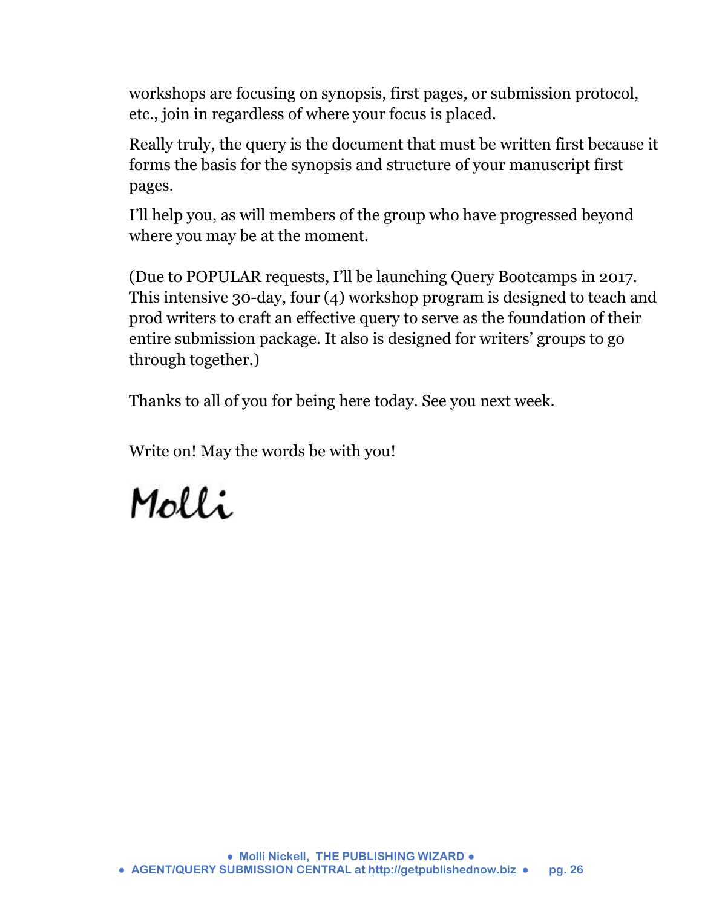workshops are focusing on synopsis, first pages, or submission protocol, etc., join in regardless of where your focus is placed.

Really truly, the query is the document that must be written first because it forms the basis for the synopsis and structure of your manuscript first pages.

I'll help you, as will members of the group who have progressed beyond where you may be at the moment.

(Due to POPULAR requests, I'll be launching Query Bootcamps in 2017. This intensive 30-day, four (4) workshop program is designed to teach and prod writers to craft an effective query to serve as the foundation of their entire submission package. It also is designed for writers' groups to go through together.)

Thanks to all of you for being here today. See you next week.

Write on! May the words be with you!

Molli